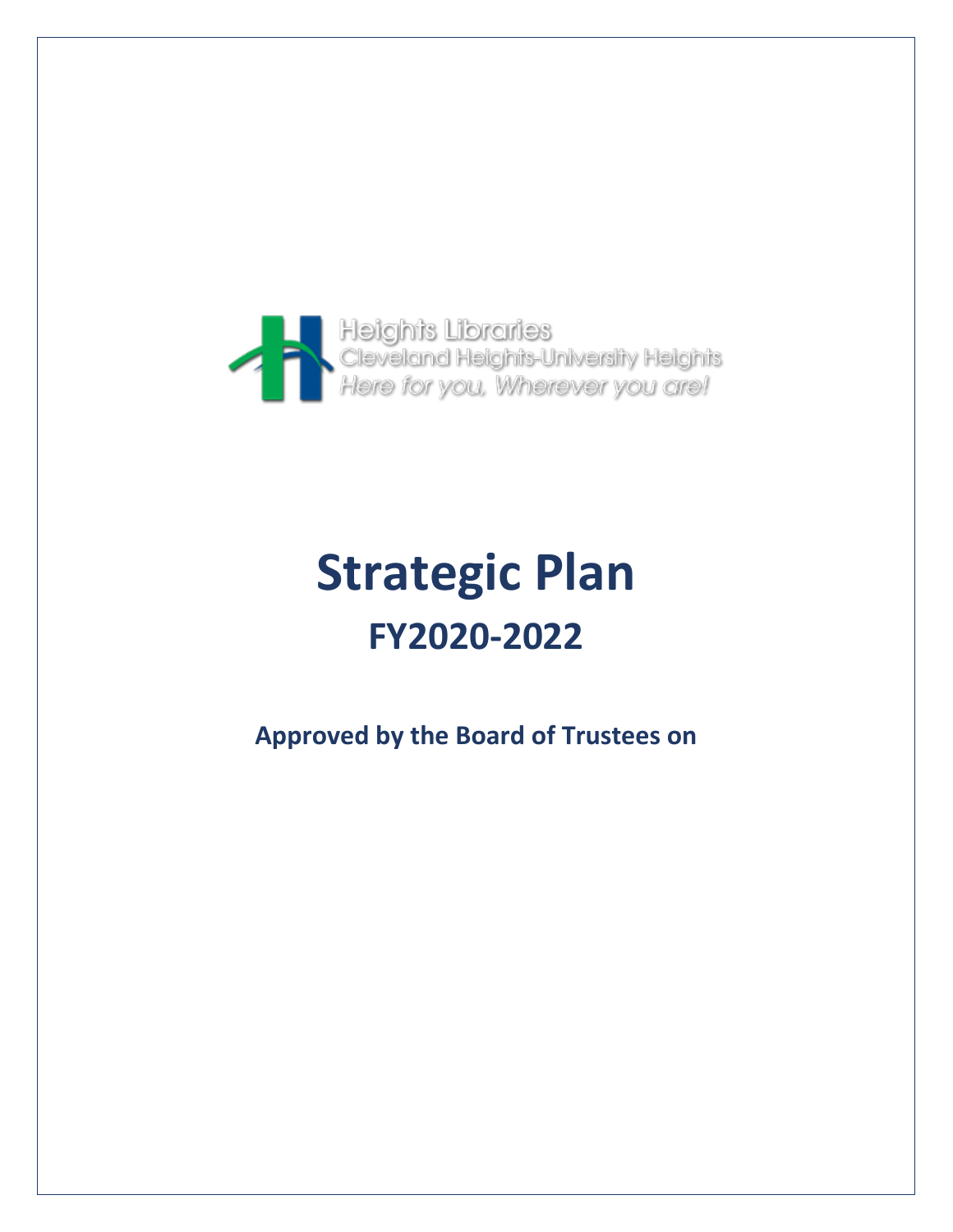Heights Libraries
Cleveland Heights-University Heights
*Here for you, Wherever you are!*

# Strategic Plan

## FY2020-2022

**Approved by the Board of Trustees on**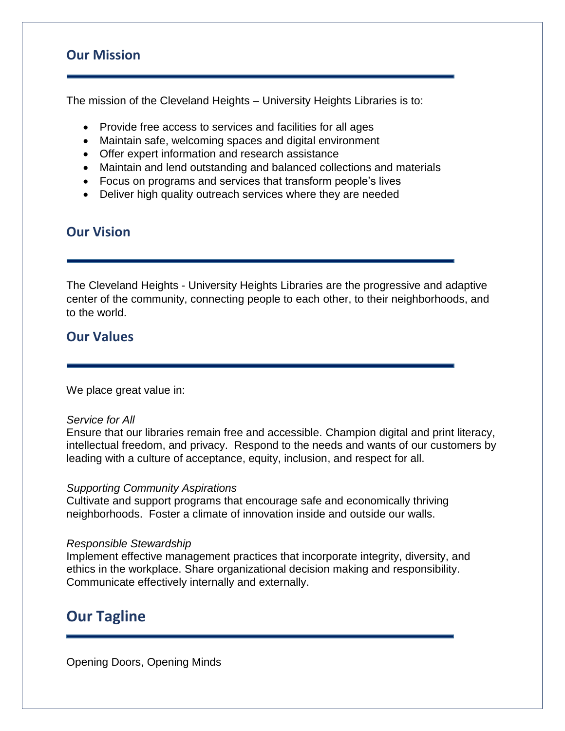## Our Mission

The mission of the Cleveland Heights – University Heights Libraries is to:

- Provide free access to services and facilities for all ages
- Maintain safe, welcoming spaces and digital environment
- Offer expert information and research assistance
- Maintain and lend outstanding and balanced collections and materials
- Focus on programs and services that transform people's lives
- Deliver high quality outreach services where they are needed

## Our Vision

The Cleveland Heights - University Heights Libraries are the progressive and adaptive center of the community, connecting people to each other, to their neighborhoods, and to the world.

## Our Values

We place great value in:

*Service for All*
Ensure that our libraries remain free and accessible. Champion digital and print literacy, intellectual freedom, and privacy. Respond to the needs and wants of our customers by leading with a culture of acceptance, equity, inclusion, and respect for all.

*Supporting Community Aspirations*
Cultivate and support programs that encourage safe and economically thriving neighborhoods. Foster a climate of innovation inside and outside our walls.

*Responsible Stewardship*
Implement effective management practices that incorporate integrity, diversity, and ethics in the workplace. Share organizational decision making and responsibility. Communicate effectively internally and externally.

## Our Tagline

Opening Doors, Opening Minds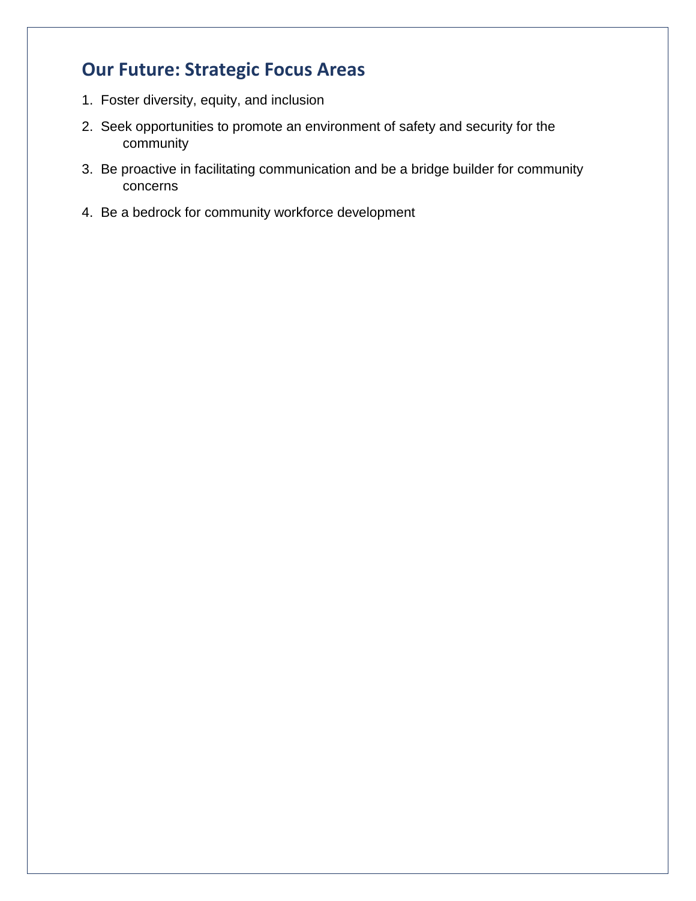## Our Future: Strategic Focus Areas

1. Foster diversity, equity, and inclusion
2. Seek opportunities to promote an environment of safety and security for the community
3. Be proactive in facilitating communication and be a bridge builder for community concerns
4. Be a bedrock for community workforce development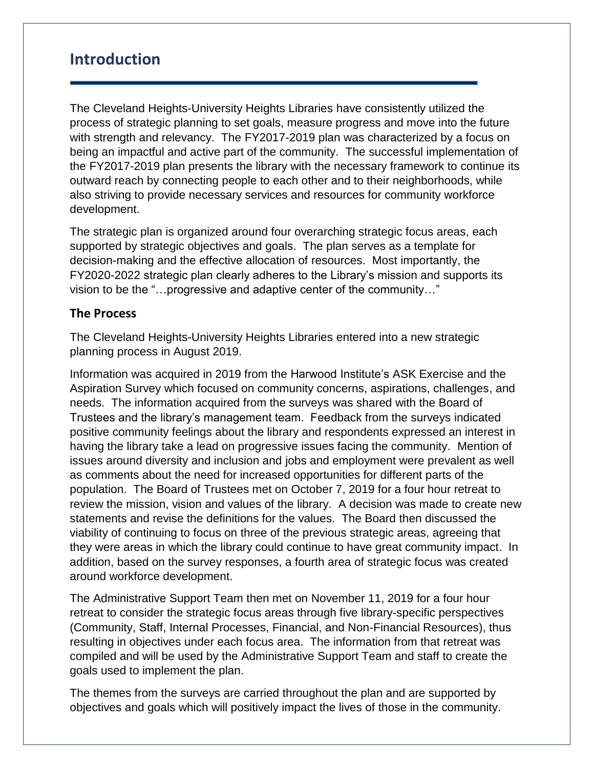# Introduction

The Cleveland Heights-University Heights Libraries have consistently utilized the process of strategic planning to set goals, measure progress and move into the future with strength and relevancy. The FY2017-2019 plan was characterized by a focus on being an impactful and active part of the community. The successful implementation of the FY2017-2019 plan presents the library with the necessary framework to continue its outward reach by connecting people to each other and to their neighborhoods, while also striving to provide necessary services and resources for community workforce development.

The strategic plan is organized around four overarching strategic focus areas, each supported by strategic objectives and goals. The plan serves as a template for decision-making and the effective allocation of resources. Most importantly, the FY2020-2022 strategic plan clearly adheres to the Library's mission and supports its vision to be the "…progressive and adaptive center of the community…"

## The Process

The Cleveland Heights-University Heights Libraries entered into a new strategic planning process in August 2019.

Information was acquired in 2019 from the Harwood Institute's ASK Exercise and the Aspiration Survey which focused on community concerns, aspirations, challenges, and needs. The information acquired from the surveys was shared with the Board of Trustees and the library's management team. Feedback from the surveys indicated positive community feelings about the library and respondents expressed an interest in having the library take a lead on progressive issues facing the community. Mention of issues around diversity and inclusion and jobs and employment were prevalent as well as comments about the need for increased opportunities for different parts of the population. The Board of Trustees met on October 7, 2019 for a four hour retreat to review the mission, vision and values of the library. A decision was made to create new statements and revise the definitions for the values. The Board then discussed the viability of continuing to focus on three of the previous strategic areas, agreeing that they were areas in which the library could continue to have great community impact. In addition, based on the survey responses, a fourth area of strategic focus was created around workforce development.

The Administrative Support Team then met on November 11, 2019 for a four hour retreat to consider the strategic focus areas through five library-specific perspectives (Community, Staff, Internal Processes, Financial, and Non-Financial Resources), thus resulting in objectives under each focus area. The information from that retreat was compiled and will be used by the Administrative Support Team and staff to create the goals used to implement the plan.

The themes from the surveys are carried throughout the plan and are supported by objectives and goals which will positively impact the lives of those in the community.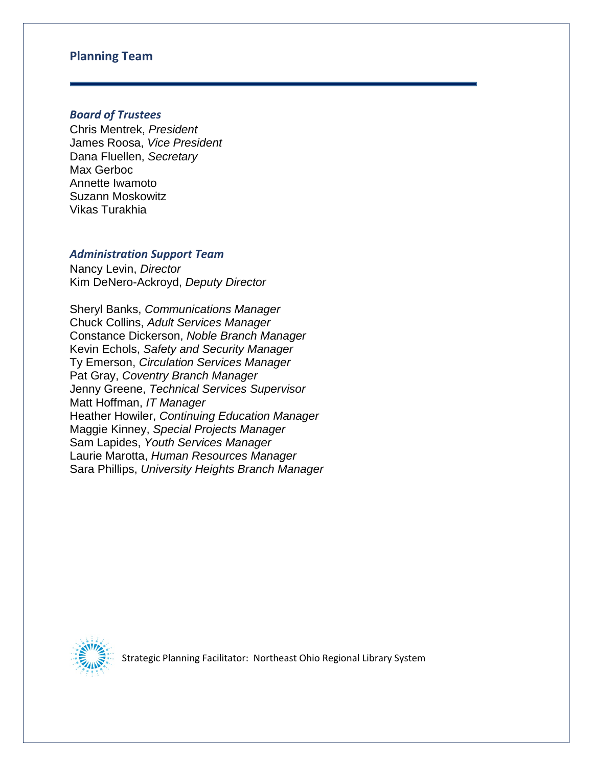## Planning Team

### *Board of Trustees*

Chris Mentrek, *President*
James Roosa, *Vice President*
Dana Fluellen, *Secretary*
Max Gerboc
Annette Iwamoto
Suzann Moskowitz
Vikas Turakhia

### *Administration Support Team*

Nancy Levin, *Director*
Kim DeNero-Ackroyd, *Deputy Director*

Sheryl Banks, *Communications Manager*
Chuck Collins, *Adult Services Manager*
Constance Dickerson, *Noble Branch Manager*
Kevin Echols, *Safety and Security Manager*
Ty Emerson, *Circulation Services Manager*
Pat Gray, *Coventry Branch Manager*
Jenny Greene, *Technical Services Supervisor*
Matt Hoffman, *IT Manager*
Heather Howiler, *Continuing Education Manager*
Maggie Kinney, *Special Projects Manager*
Sam Lapides, *Youth Services Manager*
Laurie Marotta, *Human Resources Manager*
Sara Phillips, *University Heights Branch Manager*

Strategic Planning Facilitator: Northeast Ohio Regional Library System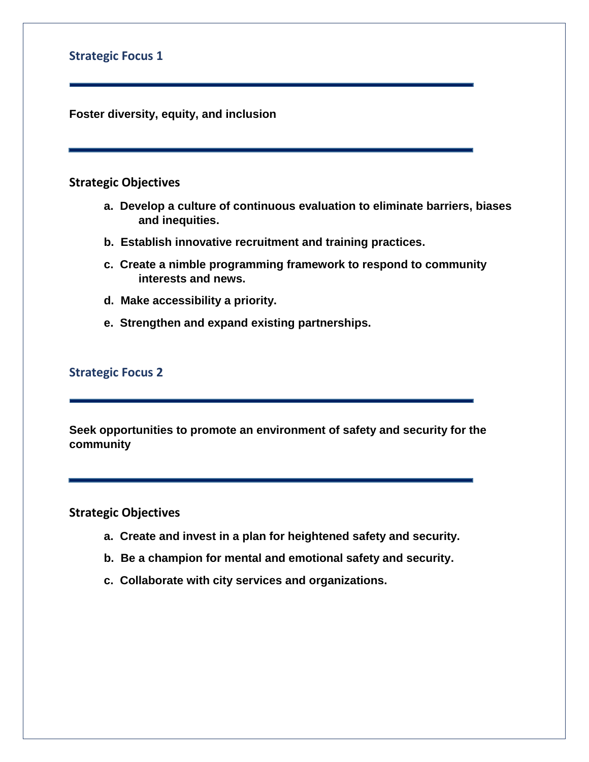## Strategic Focus 1

---

**Foster diversity, equity, and inclusion**

---

### Strategic Objectives

a. **Develop a culture of continuous evaluation to eliminate barriers, biases and inequities.**

b. **Establish innovative recruitment and training practices.**

c. **Create a nimble programming framework to respond to community interests and news.**

d. **Make accessibility a priority.**

e. **Strengthen and expand existing partnerships.**

## Strategic Focus 2

---

**Seek opportunities to promote an environment of safety and security for the community**

---

### Strategic Objectives

a. **Create and invest in a plan for heightened safety and security.**

b. **Be a champion for mental and emotional safety and security.**

c. **Collaborate with city services and organizations.**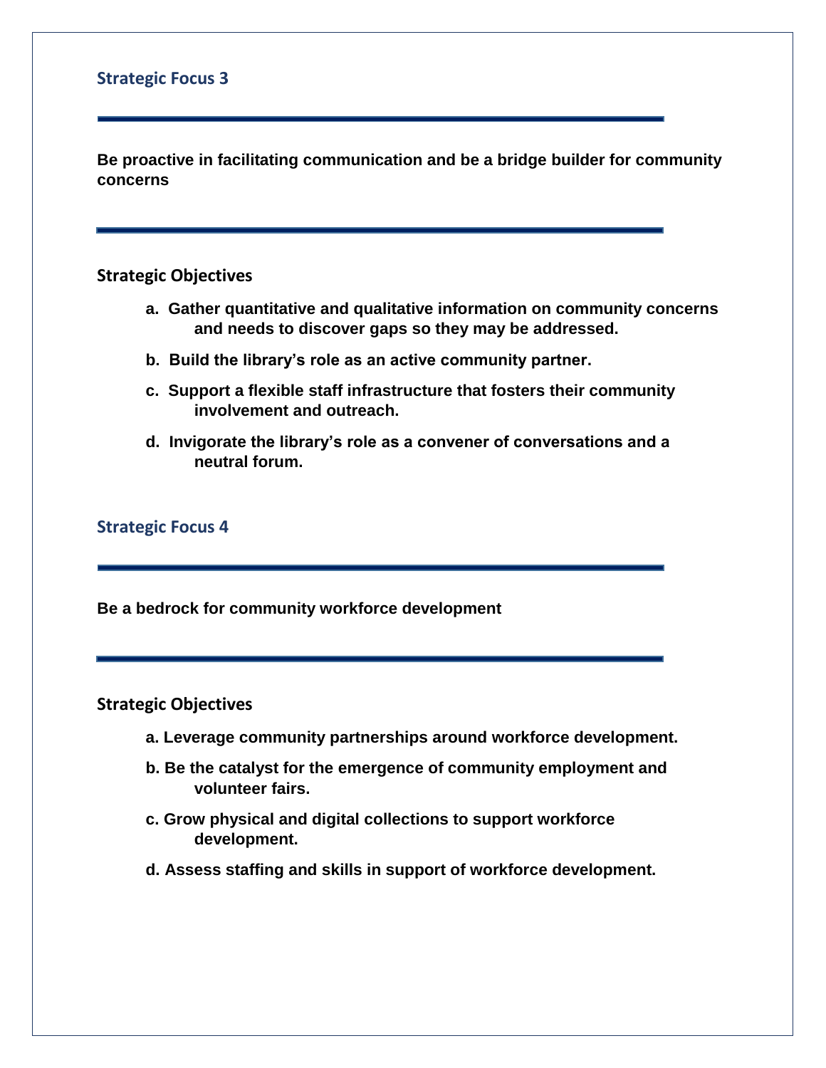## Strategic Focus 3

**Be proactive in facilitating communication and be a bridge builder for community concerns**

### Strategic Objectives

- **a. Gather quantitative and qualitative information on community concerns and needs to discover gaps so they may be addressed.**
- **b. Build the library's role as an active community partner.**
- **c. Support a flexible staff infrastructure that fosters their community involvement and outreach.**
- **d. Invigorate the library's role as a convener of conversations and a neutral forum.**

## Strategic Focus 4

**Be a bedrock for community workforce development**

### Strategic Objectives

- **a. Leverage community partnerships around workforce development.**
- **b. Be the catalyst for the emergence of community employment and volunteer fairs.**
- **c. Grow physical and digital collections to support workforce development.**
- **d. Assess staffing and skills in support of workforce development.**